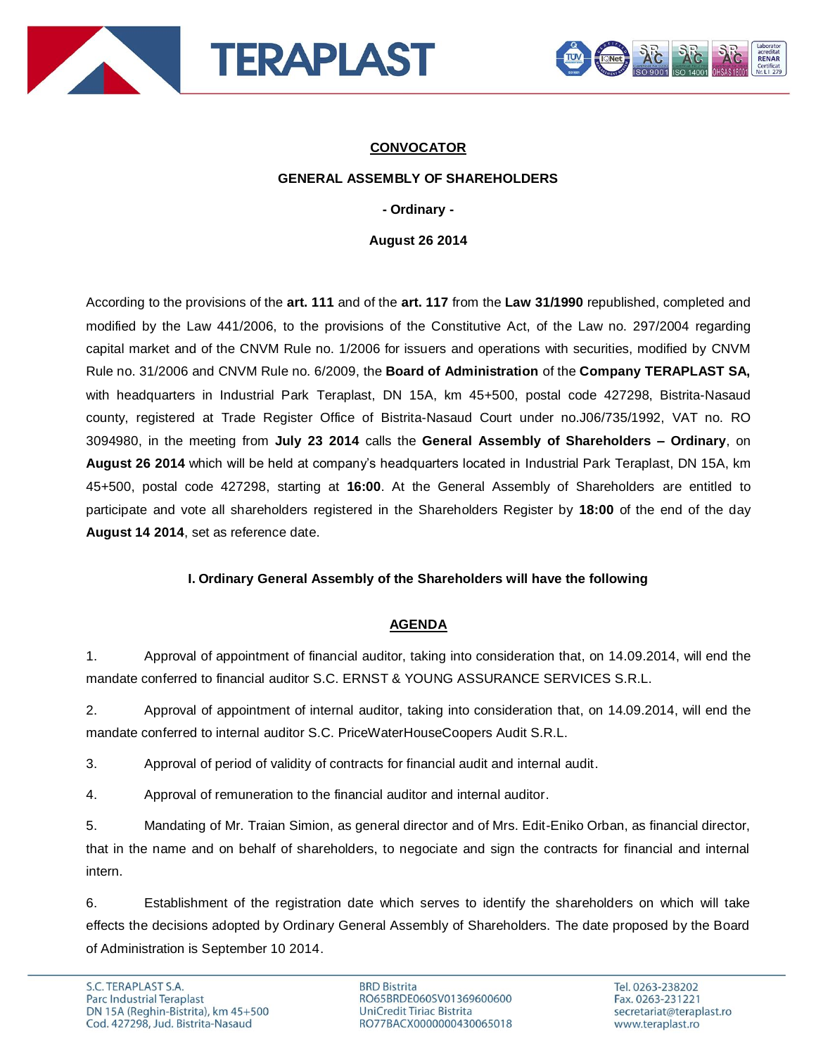**CONVOCATOR**

**GENERAL ASSEMBLY OF SHAREHOLDERS**

**- Ordinary -**

**August 26 2014**

According to the provisions of the **art. 111** and of the **art. 117** from the **Law 31/1990** republished, completed and modified by the Law 441/2006, to the provisions of the Constitutive Act, of the Law no. 297/2004 regarding capital market and of the CNVM Rule no. 1/2006 for issuers and operations with securities, modified by CNVM Rule no. 31/2006 and CNVM Rule no. 6/2009, the **Board of Administration** of the **Company TERAPLAST SA,** with headquarters in Industrial Park Teraplast, DN 15A, km 45+500, postal code 427298, Bistrita-Nasaud county, registered at Trade Register Office of Bistrita-Nasaud Court under no.J06/735/1992, VAT no. RO 3094980, in the meeting from **July 23 2014** calls the **General Assembly of Shareholders – Ordinary**, on **August 26 2014** which will be held at company's headquarters located in Industrial Park Teraplast, DN 15A, km 45+500, postal code 427298, starting at **16:00**. At the General Assembly of Shareholders are entitled to participate and vote all shareholders registered in the Shareholders Register by **18:00** of the end of the day **August 14 2014**, set as reference date.

**I. Ordinary General Assembly of the Shareholders will have the following**

**AGENDA**

1. Approval of appointment of financial auditor, taking into consideration that, on 14.09.2014, will end the mandate conferred to financial auditor S.C. ERNST & YOUNG ASSURANCE SERVICES S.R.L.

2. Approval of appointment of internal auditor, taking into consideration that, on 14.09.2014, will end the mandate conferred to internal auditor S.C. PriceWaterHouseCoopers Audit S.R.L.

3. Approval of period of validity of contracts for financial audit and internal audit.

4. Approval of remuneration to the financial auditor and internal auditor.

5. Mandating of Mr. Traian Simion, as general director and of Mrs. Edit-Eniko Orban, as financial director, that in the name and on behalf of shareholders, to negociate and sign the contracts for financial and internal intern.

6. Establishment of the registration date which serves to identify the shareholders on which will take effects the decisions adopted by Ordinary General Assembly of Shareholders. The date proposed by the Board of Administration is September 10 2014.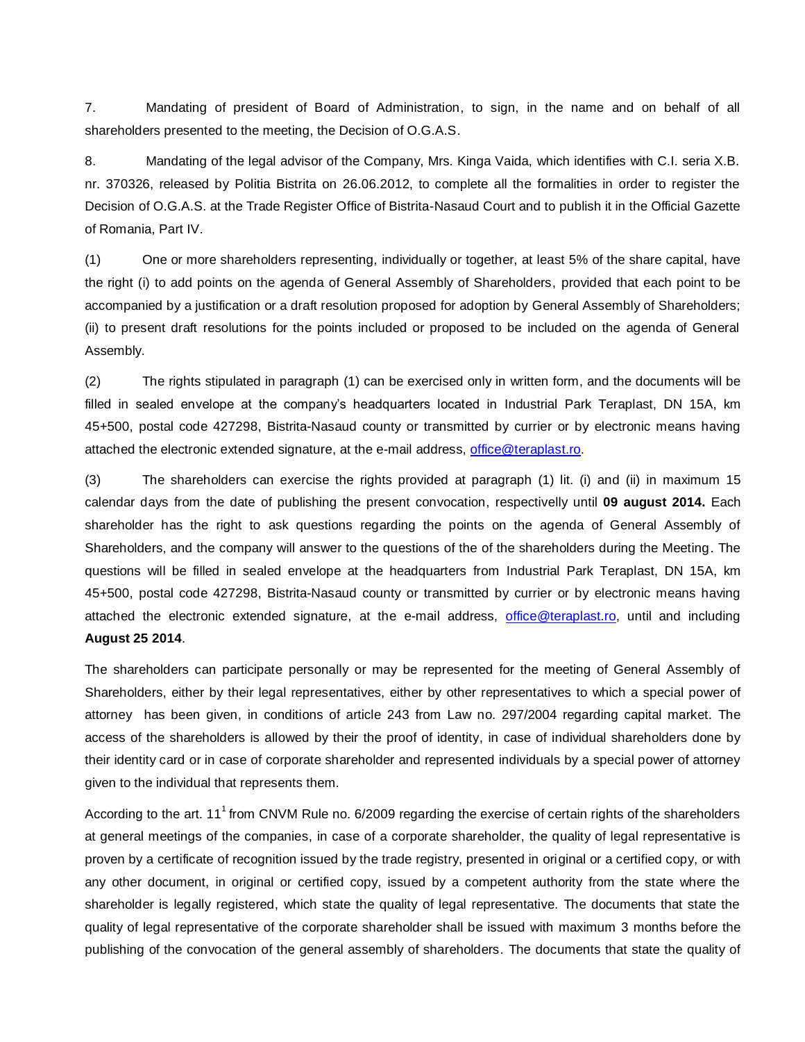7. Mandating of president of Board of Administration, to sign, in the name and on behalf of all shareholders presented to the meeting, the Decision of O.G.A.S.

8. Mandating of the legal advisor of the Company, Mrs. Kinga Vaida, which identifies with C.I. seria X.B. nr. 370326, released by Politia Bistrita on 26.06.2012, to complete all the formalities in order to register the Decision of O.G.A.S. at the Trade Register Office of Bistrita-Nasaud Court and to publish it in the Official Gazette of Romania, Part IV.

(1) One or more shareholders representing, individually or together, at least 5% of the share capital, have the right (i) to add points on the agenda of General Assembly of Shareholders, provided that each point to be accompanied by a justification or a draft resolution proposed for adoption by General Assembly of Shareholders; (ii) to present draft resolutions for the points included or proposed to be included on the agenda of General Assembly.

(2) The rights stipulated in paragraph (1) can be exercised only in written form, and the documents will be filled in sealed envelope at the company's headquarters located in Industrial Park Teraplast, DN 15A, km 45+500, postal code 427298, Bistrita-Nasaud county or transmitted by currier or by electronic means having attached the electronic extended signature, at the e-mail address, office@teraplast.ro.

(3) The shareholders can exercise the rights provided at paragraph (1) lit. (i) and (ii) in maximum 15 calendar days from the date of publishing the present convocation, respectivelly until **09 august 2014.** Each shareholder has the right to ask questions regarding the points on the agenda of General Assembly of Shareholders, and the company will answer to the questions of the of the shareholders during the Meeting. The questions will be filled in sealed envelope at the headquarters from Industrial Park Teraplast, DN 15A, km 45+500, postal code 427298, Bistrita-Nasaud county or transmitted by currier or by electronic means having attached the electronic extended signature, at the e-mail address, office@teraplast.ro, until and including **August 25 2014**.

The shareholders can participate personally or may be represented for the meeting of General Assembly of Shareholders, either by their legal representatives, either by other representatives to which a special power of attorney has been given, in conditions of article 243 from Law no. 297/2004 regarding capital market. The access of the shareholders is allowed by their the proof of identity, in case of individual shareholders done by their identity card or in case of corporate shareholder and represented individuals by a special power of attorney given to the individual that represents them.

According to the art. 11[1] from CNVM Rule no. 6/2009 regarding the exercise of certain rights of the shareholders at general meetings of the companies, in case of a corporate shareholder, the quality of legal representative is proven by a certificate of recognition issued by the trade registry, presented in original or a certified copy, or with any other document, in original or certified copy, issued by a competent authority from the state where the shareholder is legally registered, which state the quality of legal representative. The documents that state the quality of legal representative of the corporate shareholder shall be issued with maximum 3 months before the publishing of the convocation of the general assembly of shareholders. The documents that state the quality of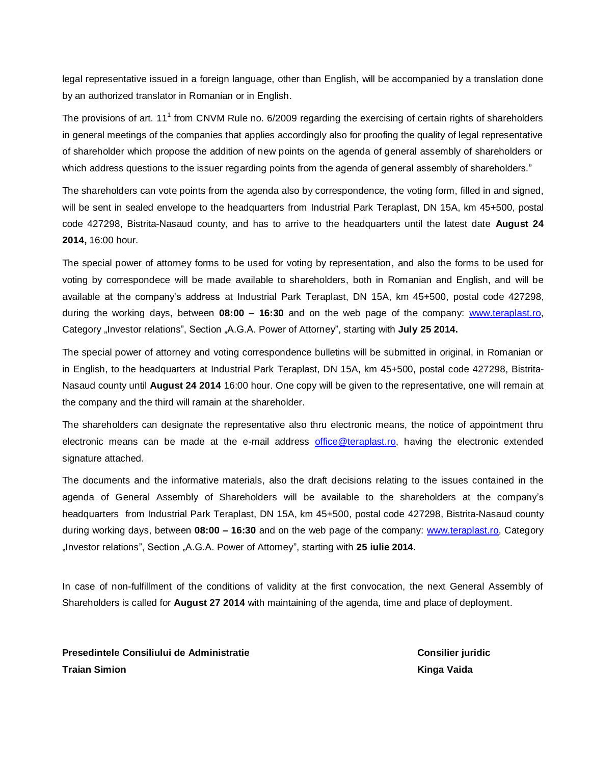legal representative issued in a foreign language, other than English, will be accompanied by a translation done by an authorized translator in Romanian or in English.

The provisions of art. $11^1$ from CNVM Rule no. 6/2009 regarding the exercising of certain rights of shareholders in general meetings of the companies that applies accordingly also for proofing the quality of legal representative of shareholder which propose the addition of new points on the agenda of general assembly of shareholders or which address questions to the issuer regarding points from the agenda of general assembly of shareholders."

The shareholders can vote points from the agenda also by correspondence, the voting form, filled in and signed, will be sent in sealed envelope to the headquarters from Industrial Park Teraplast, DN 15A, km 45+500, postal code 427298, Bistrita-Nasaud county, and has to arrive to the headquarters until the latest date **August 24 2014,** 16:00 hour.

The special power of attorney forms to be used for voting by representation, and also the forms to be used for voting by correspondece will be made available to shareholders, both in Romanian and English, and will be available at the company's address at Industrial Park Teraplast, DN 15A, km 45+500, postal code 427298, during the working days, between **08:00 – 16:30** and on the web page of the company: www.teraplast.ro, Category „Investor relations", Section „A.G.A. Power of Attorney", starting with **July 25 2014.**

The special power of attorney and voting correspondence bulletins will be submitted in original, in Romanian or in English, to the headquarters at Industrial Park Teraplast, DN 15A, km 45+500, postal code 427298, Bistrita-Nasaud county until **August 24 2014** 16:00 hour. One copy will be given to the representative, one will remain at the company and the third will ramain at the shareholder.

The shareholders can designate the representative also thru electronic means, the notice of appointment thru electronic means can be made at the e-mail address office@teraplast.ro, having the electronic extended signature attached.

The documents and the informative materials, also the draft decisions relating to the issues contained in the agenda of General Assembly of Shareholders will be available to the shareholders at the company's headquarters from Industrial Park Teraplast, DN 15A, km 45+500, postal code 427298, Bistrita-Nasaud county during working days, between **08:00 – 16:30** and on the web page of the company: www.teraplast.ro, Category „Investor relations", Section „A.G.A. Power of Attorney", starting with **25 iulie 2014.**

In case of non-fulfillment of the conditions of validity at the first convocation, the next General Assembly of Shareholders is called for **August 27 2014** with maintaining of the agenda, time and place of deployment.

**Presedintele Consiliului de Administratie**
**Traian Simion**

**Consilier juridic**
**Kinga Vaida**